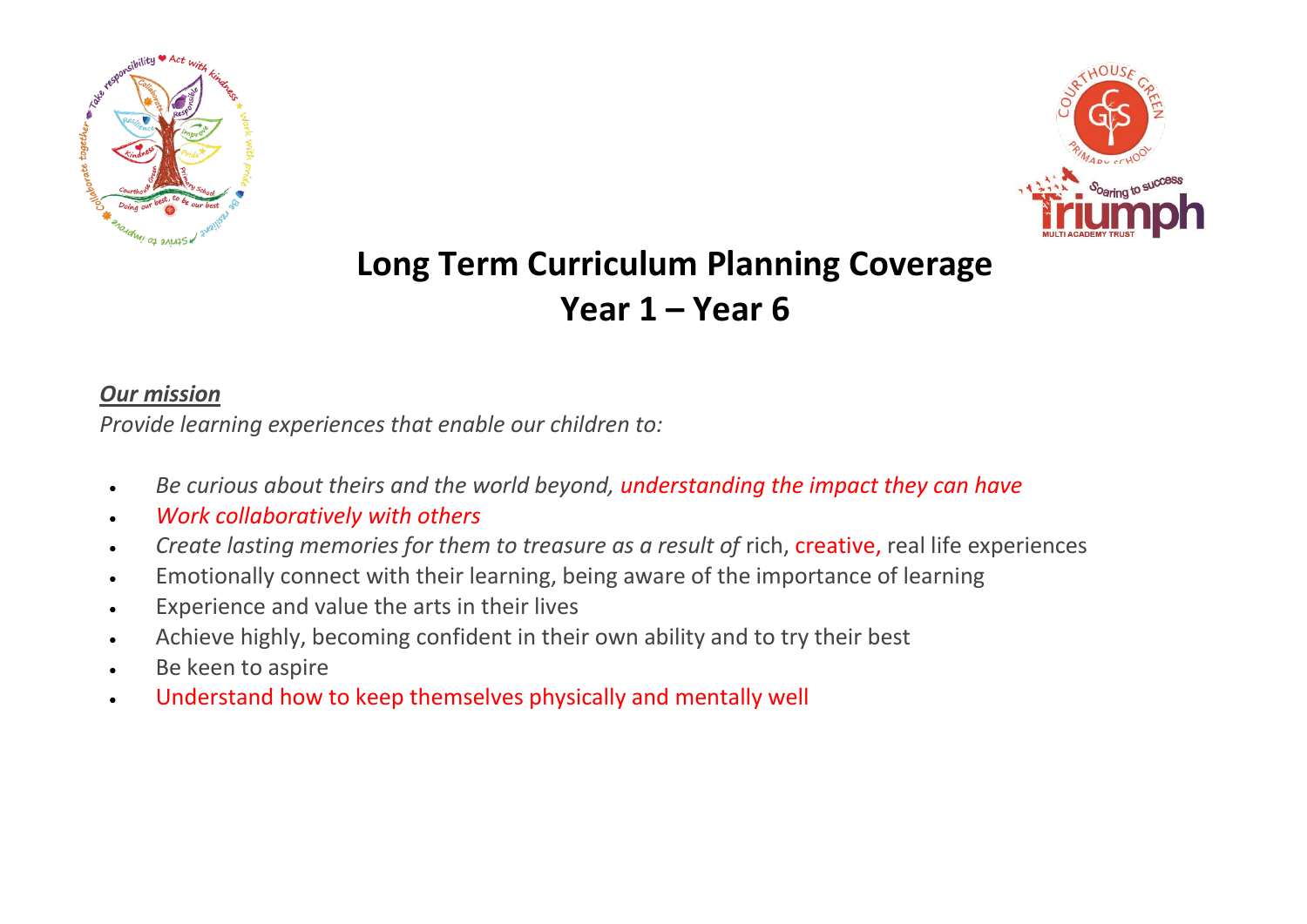# Long Term Curriculum Planning Coverage
# Year 1 – Year 6

***Our mission***

*Provide learning experiences that enable our children to:*

- *Be curious about theirs and the world beyond, understanding the impact they can have*
- *Work collaboratively with others*
- *Create lasting memories for them to treasure as a result of* rich, creative, real life experiences
- Emotionally connect with their learning, being aware of the importance of learning
- Experience and value the arts in their lives
- Achieve highly, becoming confident in their own ability and to try their best
- Be keen to aspire
- Understand how to keep themselves physically and mentally well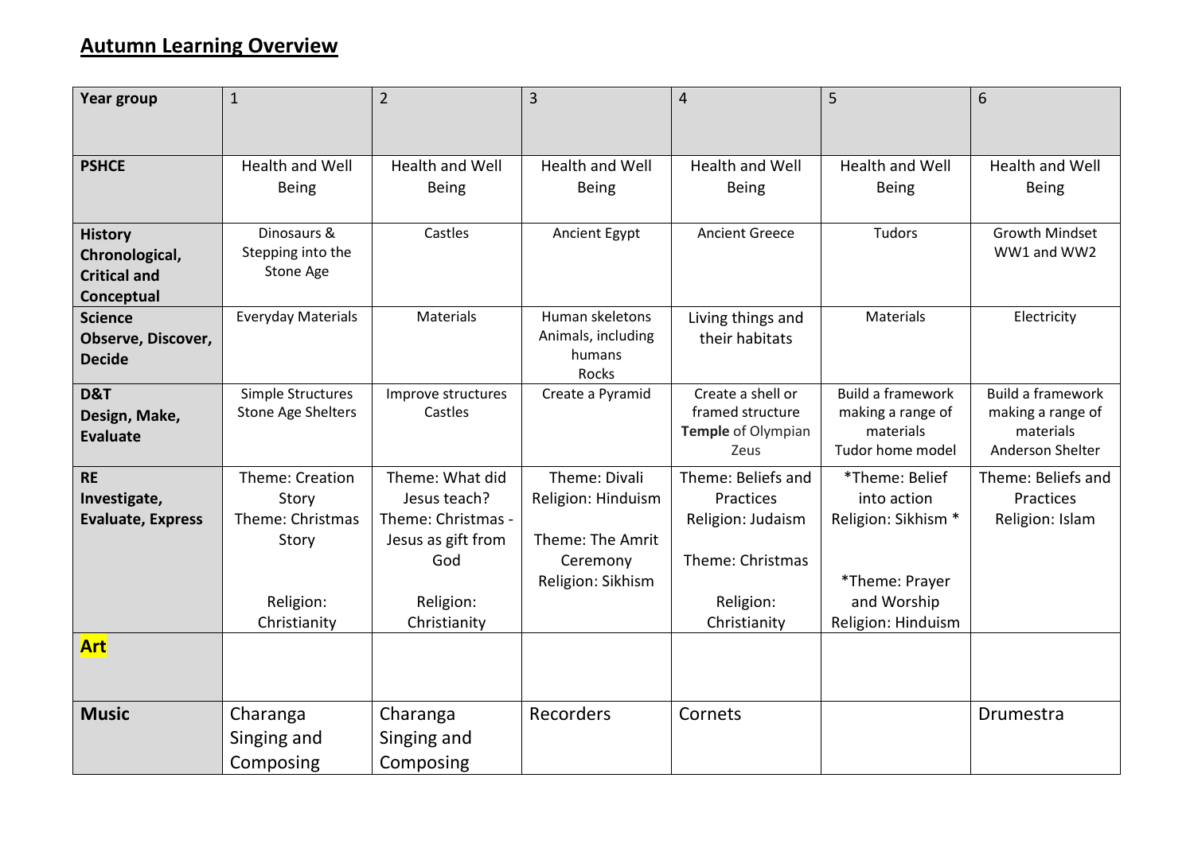# Autumn Learning Overview

| **Year group** | 1 | 2 | 3 | 4 | 5 | 6 |
|---|---|---|---|---|---|---|
| **PSHCE** | Health and Well Being | Health and Well Being | Health and Well Being | Health and Well Being | Health and Well Being | Health and Well Being |
| **History Chronological, Critical and Conceptual** | Dinosaurs & Stepping into the Stone Age | Castles | Ancient Egypt | Ancient Greece | Tudors | Growth Mindset WW1 and WW2 |
| **Science Observe, Discover, Decide** | Everyday Materials | Materials | Human skeletons Animals, including humans Rocks | Living things and their habitats | Materials | Electricity |
| **D&T Design, Make, Evaluate** | Simple Structures Stone Age Shelters | Improve structures Castles | Create a Pyramid | Create a shell or framed structure **Temple** of Olympian Zeus | Build a framework making a range of materials Tudor home model | Build a framework making a range of materials Anderson Shelter |
| **RE Investigate, Evaluate, Express** | Theme: Creation Story Theme: Christmas Story Religion: Christianity | Theme: What did Jesus teach? Theme: Christmas - Jesus as gift from God Religion: Christianity | Theme: Divali Religion: Hinduism Theme: The Amrit Ceremony Religion: Sikhism | Theme: Beliefs and Practices Religion: Judaism Theme: Christmas Religion: Christianity | *Theme: Belief into action Religion: Sikhism * *Theme: Prayer and Worship Religion: Hinduism | Theme: Beliefs and Practices Religion: Islam |
| **Art** | | | | | | |
| **Music** | Charanga Singing and Composing | Charanga Singing and Composing | Recorders | Cornets | | Drumestra |